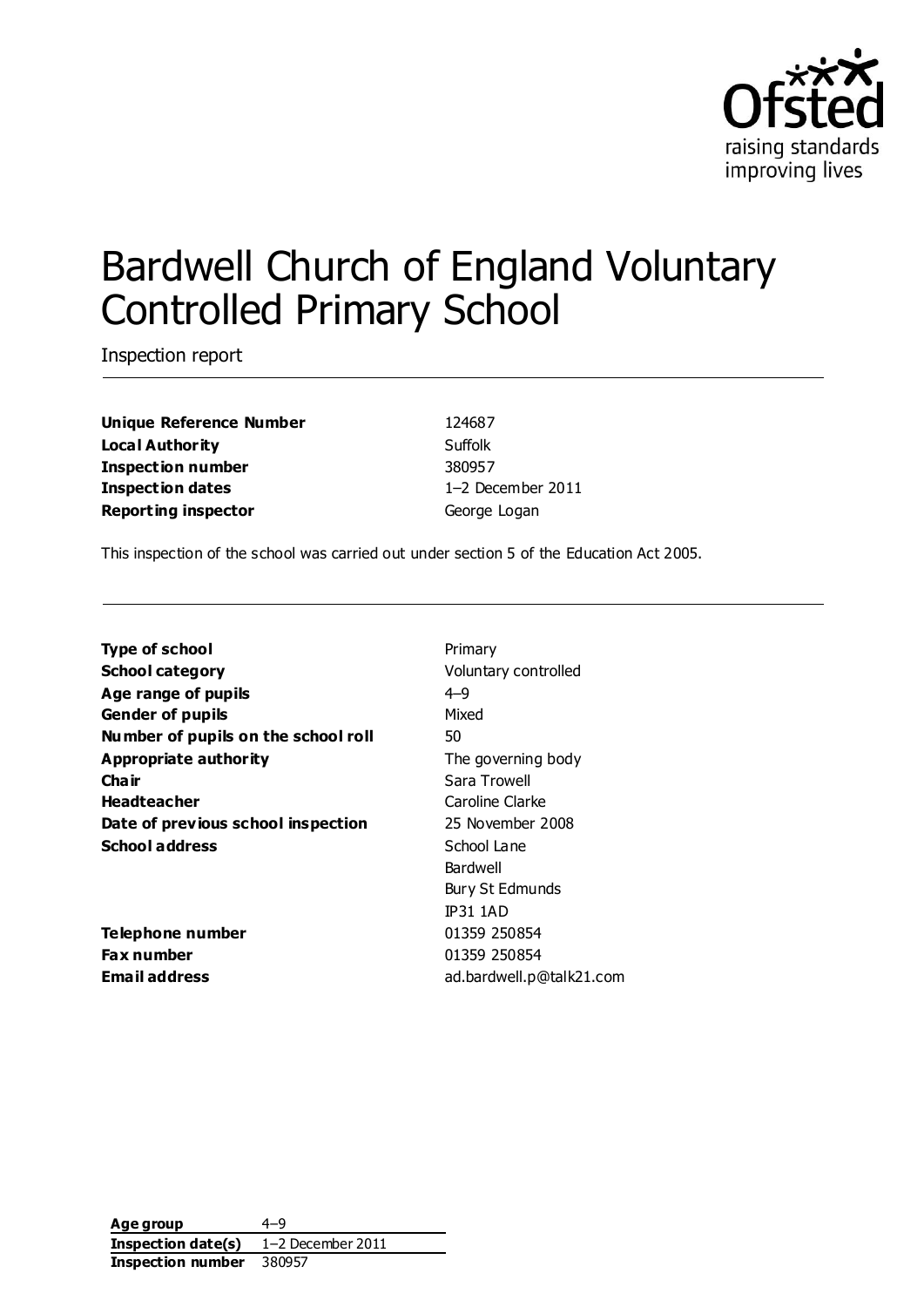Ofsted
raising standards
improving lives

# Bardwell Church of England Voluntary Controlled Primary School

Inspection report

| | |
|---|---|
| **Unique Reference Number** | 124687 |
| **Local Authority** | Suffolk |
| **Inspection number** | 380957 |
| **Inspection dates** | 1–2 December 2011 |
| **Reporting inspector** | George Logan |

This inspection of the school was carried out under section 5 of the Education Act 2005.

| | |
|---|---|
| **Type of school** | Primary |
| **School category** | Voluntary controlled |
| **Age range of pupils** | 4–9 |
| **Gender of pupils** | Mixed |
| **Number of pupils on the school roll** | 50 |
| **Appropriate authority** | The governing body |
| **Chair** | Sara Trowell |
| **Headteacher** | Caroline Clarke |
| **Date of previous school inspection** | 25 November 2008 |
| **School address** | School Lane<br>Bardwell<br>Bury St Edmunds<br>IP31 1AD |
| **Telephone number** | 01359 250854 |
| **Fax number** | 01359 250854 |
| **Email address** | ad.bardwell.p@talk21.com |

| | |
|---|---|
| **Age group** | 4–9 |
| **Inspection date(s)** | 1–2 December 2011 |
| **Inspection number** | 380957 |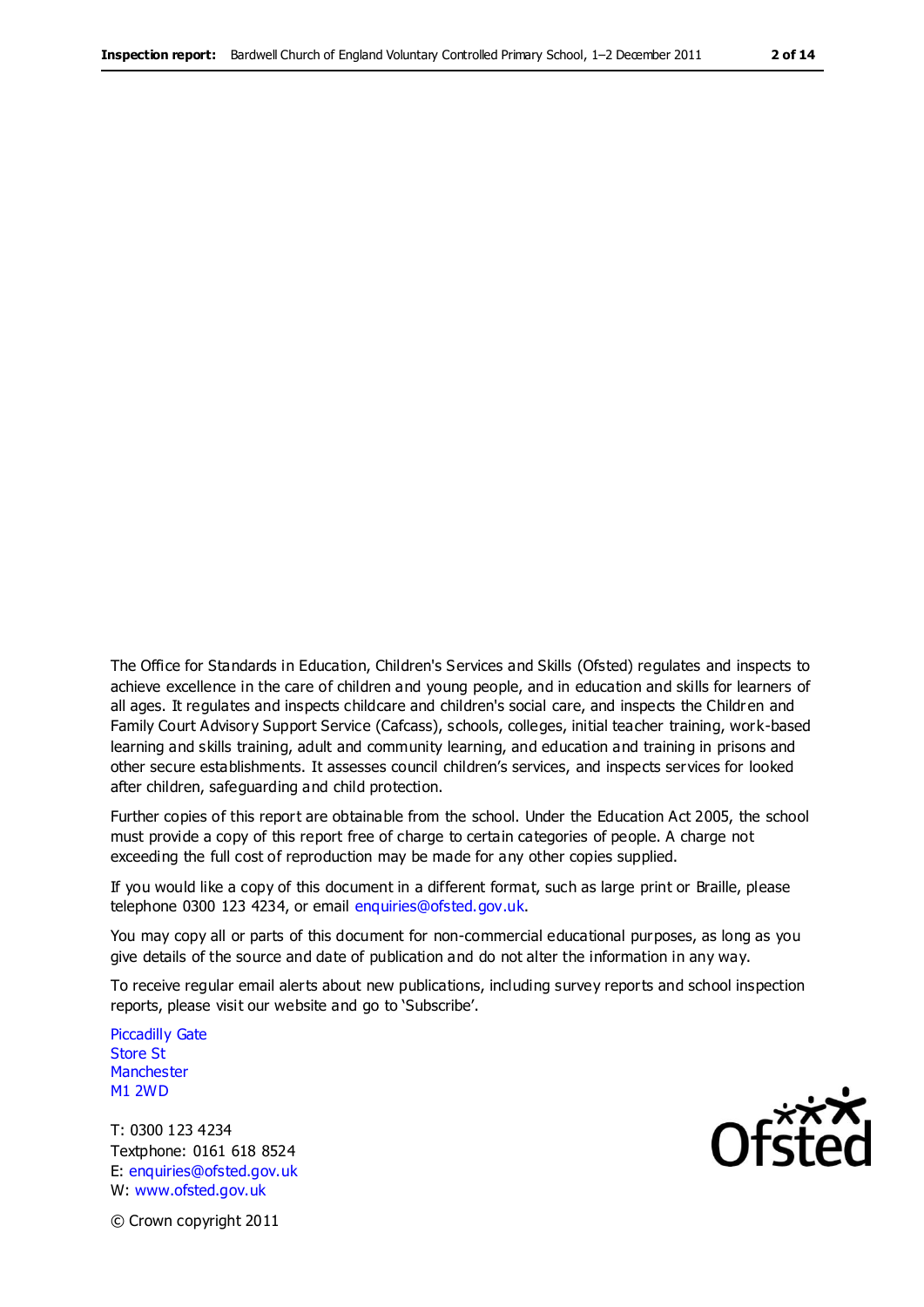The Office for Standards in Education, Children's Services and Skills (Ofsted) regulates and inspects to achieve excellence in the care of children and young people, and in education and skills for learners of all ages. It regulates and inspects childcare and children's social care, and inspects the Children and Family Court Advisory Support Service (Cafcass), schools, colleges, initial teacher training, work-based learning and skills training, adult and community learning, and education and training in prisons and other secure establishments. It assesses council children's services, and inspects services for looked after children, safeguarding and child protection.

Further copies of this report are obtainable from the school. Under the Education Act 2005, the school must provide a copy of this report free of charge to certain categories of people. A charge not exceeding the full cost of reproduction may be made for any other copies supplied.

If you would like a copy of this document in a different format, such as large print or Braille, please telephone 0300 123 4234, or email enquiries@ofsted.gov.uk.

You may copy all or parts of this document for non-commercial educational purposes, as long as you give details of the source and date of publication and do not alter the information in any way.

To receive regular email alerts about new publications, including survey reports and school inspection reports, please visit our website and go to 'Subscribe'.

Piccadilly Gate
Store St
Manchester
M1 2WD

T: 0300 123 4234
Textphone: 0161 618 8524
E: enquiries@ofsted.gov.uk
W: www.ofsted.gov.uk

© Crown copyright 2011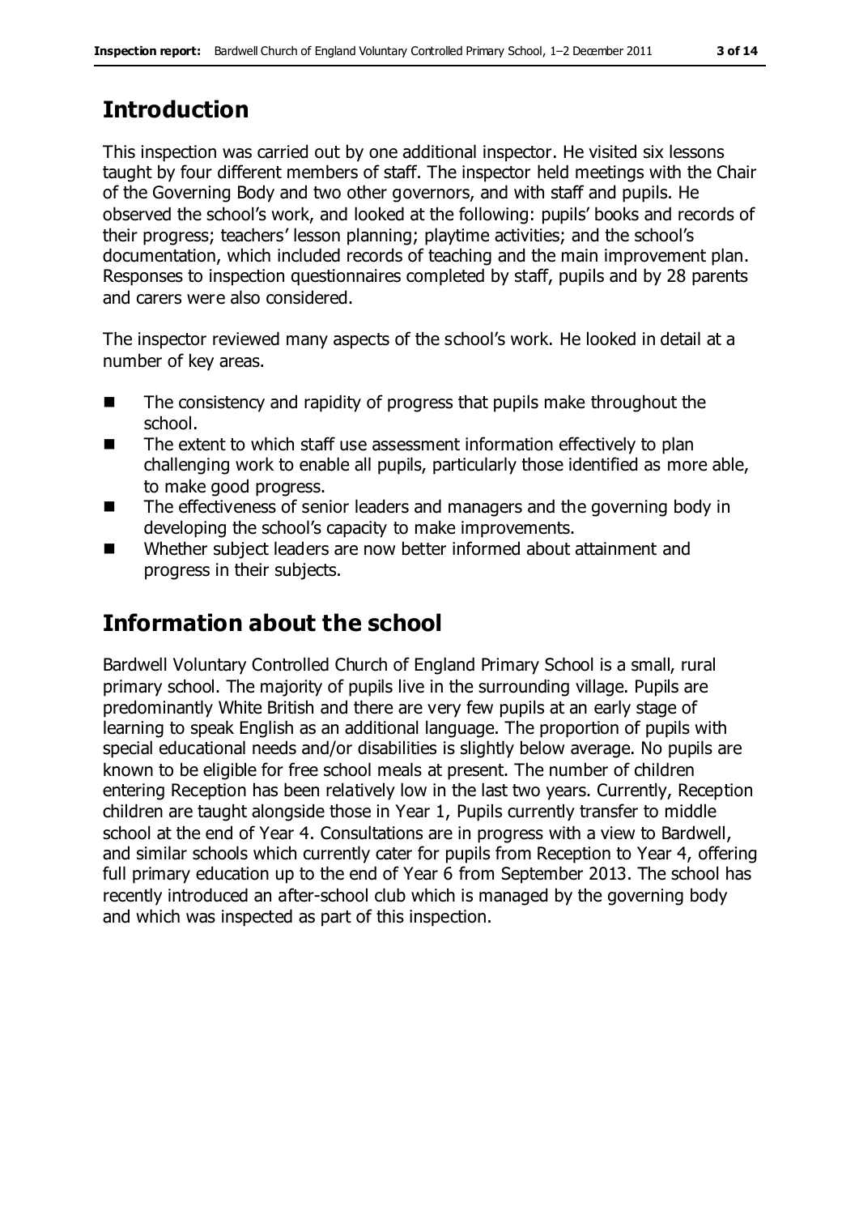## Introduction

This inspection was carried out by one additional inspector. He visited six lessons taught by four different members of staff. The inspector held meetings with the Chair of the Governing Body and two other governors, and with staff and pupils. He observed the school's work, and looked at the following: pupils' books and records of their progress; teachers' lesson planning; playtime activities; and the school's documentation, which included records of teaching and the main improvement plan. Responses to inspection questionnaires completed by staff, pupils and by 28 parents and carers were also considered.

The inspector reviewed many aspects of the school's work. He looked in detail at a number of key areas.

- The consistency and rapidity of progress that pupils make throughout the school.
- The extent to which staff use assessment information effectively to plan challenging work to enable all pupils, particularly those identified as more able, to make good progress.
- The effectiveness of senior leaders and managers and the governing body in developing the school's capacity to make improvements.
- Whether subject leaders are now better informed about attainment and progress in their subjects.

## Information about the school

Bardwell Voluntary Controlled Church of England Primary School is a small, rural primary school. The majority of pupils live in the surrounding village. Pupils are predominantly White British and there are very few pupils at an early stage of learning to speak English as an additional language. The proportion of pupils with special educational needs and/or disabilities is slightly below average. No pupils are known to be eligible for free school meals at present. The number of children entering Reception has been relatively low in the last two years. Currently, Reception children are taught alongside those in Year 1, Pupils currently transfer to middle school at the end of Year 4. Consultations are in progress with a view to Bardwell, and similar schools which currently cater for pupils from Reception to Year 4, offering full primary education up to the end of Year 6 from September 2013. The school has recently introduced an after-school club which is managed by the governing body and which was inspected as part of this inspection.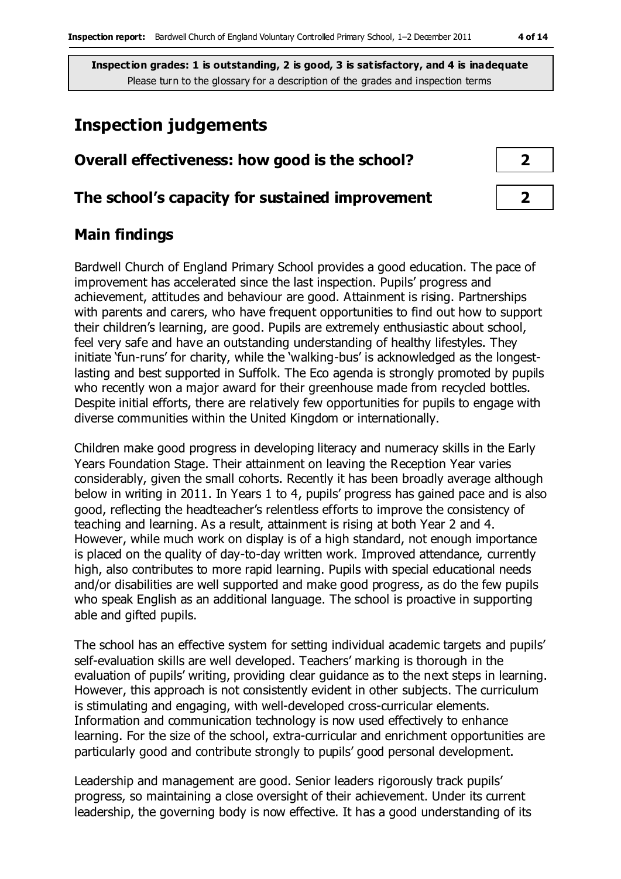**Inspection grades: 1 is outstanding, 2 is good, 3 is satisfactory, and 4 is inadequate**
Please turn to the glossary for a description of the grades and inspection terms

# Inspection judgements

| | |
|---|---|
| **Overall effectiveness: how good is the school?** | **2** |
| **The school's capacity for sustained improvement** | **2** |

## Main findings

Bardwell Church of England Primary School provides a good education. The pace of improvement has accelerated since the last inspection. Pupils' progress and achievement, attitudes and behaviour are good. Attainment is rising. Partnerships with parents and carers, who have frequent opportunities to find out how to support their children's learning, are good. Pupils are extremely enthusiastic about school, feel very safe and have an outstanding understanding of healthy lifestyles. They initiate 'fun-runs' for charity, while the 'walking-bus' is acknowledged as the longest-lasting and best supported in Suffolk. The Eco agenda is strongly promoted by pupils who recently won a major award for their greenhouse made from recycled bottles. Despite initial efforts, there are relatively few opportunities for pupils to engage with diverse communities within the United Kingdom or internationally.

Children make good progress in developing literacy and numeracy skills in the Early Years Foundation Stage. Their attainment on leaving the Reception Year varies considerably, given the small cohorts. Recently it has been broadly average although below in writing in 2011. In Years 1 to 4, pupils' progress has gained pace and is also good, reflecting the headteacher's relentless efforts to improve the consistency of teaching and learning. As a result, attainment is rising at both Year 2 and 4. However, while much work on display is of a high standard, not enough importance is placed on the quality of day-to-day written work. Improved attendance, currently high, also contributes to more rapid learning. Pupils with special educational needs and/or disabilities are well supported and make good progress, as do the few pupils who speak English as an additional language. The school is proactive in supporting able and gifted pupils.

The school has an effective system for setting individual academic targets and pupils' self-evaluation skills are well developed. Teachers' marking is thorough in the evaluation of pupils' writing, providing clear guidance as to the next steps in learning. However, this approach is not consistently evident in other subjects. The curriculum is stimulating and engaging, with well-developed cross-curricular elements. Information and communication technology is now used effectively to enhance learning. For the size of the school, extra-curricular and enrichment opportunities are particularly good and contribute strongly to pupils' good personal development.

Leadership and management are good. Senior leaders rigorously track pupils' progress, so maintaining a close oversight of their achievement. Under its current leadership, the governing body is now effective. It has a good understanding of its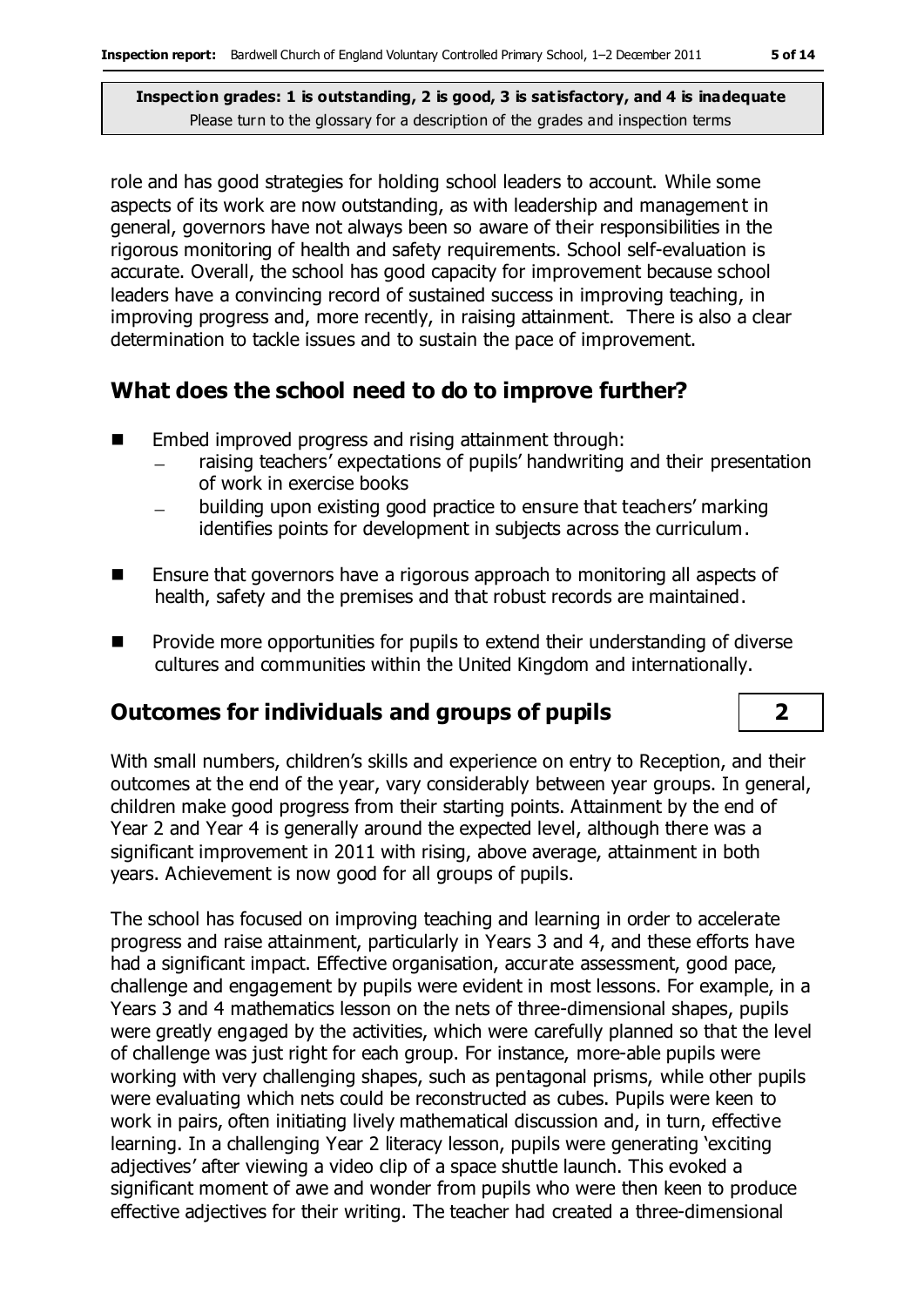role and has good strategies for holding school leaders to account. While some aspects of its work are now outstanding, as with leadership and management in general, governors have not always been so aware of their responsibilities in the rigorous monitoring of health and safety requirements. School self-evaluation is accurate. Overall, the school has good capacity for improvement because school leaders have a convincing record of sustained success in improving teaching, in improving progress and, more recently, in raising attainment. There is also a clear determination to tackle issues and to sustain the pace of improvement.

## What does the school need to do to improve further?

- Embed improved progress and rising attainment through:
  - raising teachers' expectations of pupils' handwriting and their presentation of work in exercise books
  - building upon existing good practice to ensure that teachers' marking identifies points for development in subjects across the curriculum.
- Ensure that governors have a rigorous approach to monitoring all aspects of health, safety and the premises and that robust records are maintained.
- Provide more opportunities for pupils to extend their understanding of diverse cultures and communities within the United Kingdom and internationally.

## Outcomes for individuals and groups of pupils — 2

With small numbers, children's skills and experience on entry to Reception, and their outcomes at the end of the year, vary considerably between year groups. In general, children make good progress from their starting points. Attainment by the end of Year 2 and Year 4 is generally around the expected level, although there was a significant improvement in 2011 with rising, above average, attainment in both years. Achievement is now good for all groups of pupils.

The school has focused on improving teaching and learning in order to accelerate progress and raise attainment, particularly in Years 3 and 4, and these efforts have had a significant impact. Effective organisation, accurate assessment, good pace, challenge and engagement by pupils were evident in most lessons. For example, in a Years 3 and 4 mathematics lesson on the nets of three-dimensional shapes, pupils were greatly engaged by the activities, which were carefully planned so that the level of challenge was just right for each group. For instance, more-able pupils were working with very challenging shapes, such as pentagonal prisms, while other pupils were evaluating which nets could be reconstructed as cubes. Pupils were keen to work in pairs, often initiating lively mathematical discussion and, in turn, effective learning. In a challenging Year 2 literacy lesson, pupils were generating 'exciting adjectives' after viewing a video clip of a space shuttle launch. This evoked a significant moment of awe and wonder from pupils who were then keen to produce effective adjectives for their writing. The teacher had created a three-dimensional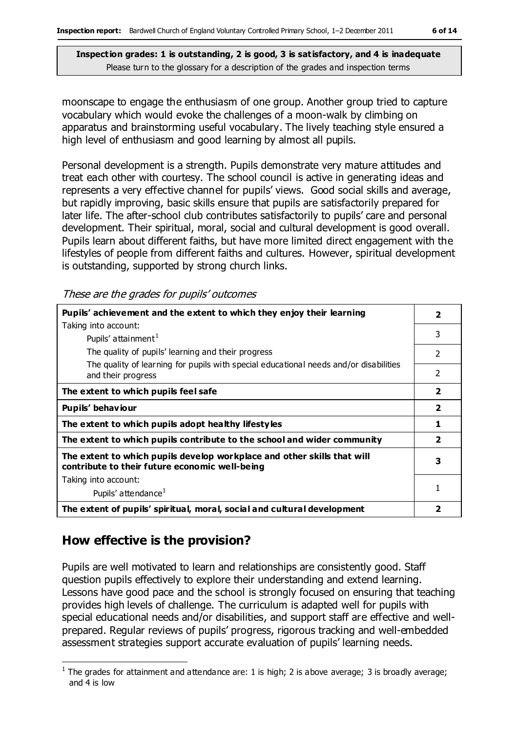**Inspection grades: 1 is outstanding, 2 is good, 3 is satisfactory, and 4 is inadequate**
Please turn to the glossary for a description of the grades and inspection terms

moonscape to engage the enthusiasm of one group. Another group tried to capture vocabulary which would evoke the challenges of a moon-walk by climbing on apparatus and brainstorming useful vocabulary. The lively teaching style ensured a high level of enthusiasm and good learning by almost all pupils.

Personal development is a strength. Pupils demonstrate very mature attitudes and treat each other with courtesy. The school council is active in generating ideas and represents a very effective channel for pupils' views. Good social skills and average, but rapidly improving, basic skills ensure that pupils are satisfactorily prepared for later life. The after-school club contributes satisfactorily to pupils' care and personal development. Their spiritual, moral, social and cultural development is good overall. Pupils learn about different faiths, but have more limited direct engagement with the lifestyles of people from different faiths and cultures. However, spiritual development is outstanding, supported by strong church links.

*These are the grades for pupils' outcomes*

| | |
|---|---|
| **Pupils' achievement and the extent to which they enjoy their learning** | **2** |
| Taking into account: Pupils' attainment[1] | 3 |
| The quality of pupils' learning and their progress | 2 |
| The quality of learning for pupils with special educational needs and/or disabilities and their progress | 2 |
| **The extent to which pupils feel safe** | **2** |
| **Pupils' behaviour** | **2** |
| **The extent to which pupils adopt healthy lifestyles** | **1** |
| **The extent to which pupils contribute to the school and wider community** | **2** |
| **The extent to which pupils develop workplace and other skills that will contribute to their future economic well-being** | **3** |
| Taking into account: Pupils' attendance[1] | 1 |
| **The extent of pupils' spiritual, moral, social and cultural development** | **2** |

## How effective is the provision?

Pupils are well motivated to learn and relationships are consistently good. Staff question pupils effectively to explore their understanding and extend learning. Lessons have good pace and the school is strongly focused on ensuring that teaching provides high levels of challenge. The curriculum is adapted well for pupils with special educational needs and/or disabilities, and support staff are effective and well-prepared. Regular reviews of pupils' progress, rigorous tracking and well-embedded assessment strategies support accurate evaluation of pupils' learning needs.

[1] The grades for attainment and attendance are: 1 is high; 2 is above average; 3 is broadly average; and 4 is low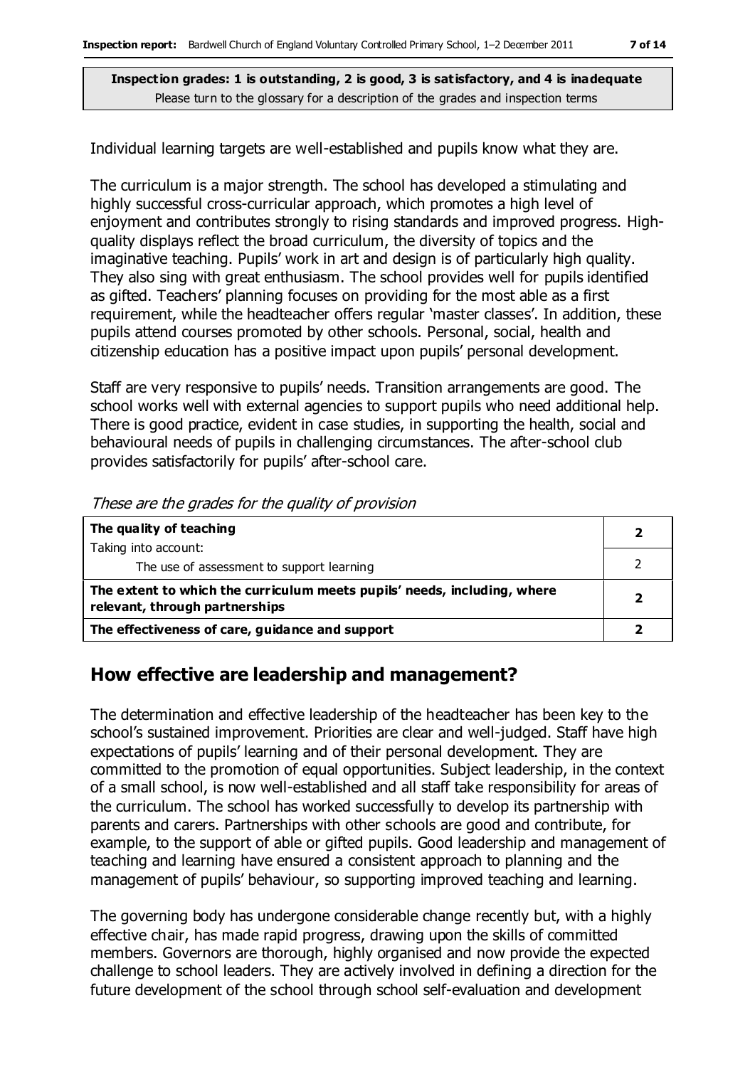**Inspection grades: 1 is outstanding, 2 is good, 3 is satisfactory, and 4 is inadequate**
Please turn to the glossary for a description of the grades and inspection terms

Individual learning targets are well-established and pupils know what they are.

The curriculum is a major strength. The school has developed a stimulating and highly successful cross-curricular approach, which promotes a high level of enjoyment and contributes strongly to rising standards and improved progress. High-quality displays reflect the broad curriculum, the diversity of topics and the imaginative teaching. Pupils' work in art and design is of particularly high quality. They also sing with great enthusiasm. The school provides well for pupils identified as gifted. Teachers' planning focuses on providing for the most able as a first requirement, while the headteacher offers regular 'master classes'. In addition, these pupils attend courses promoted by other schools. Personal, social, health and citizenship education has a positive impact upon pupils' personal development.

Staff are very responsive to pupils' needs. Transition arrangements are good. The school works well with external agencies to support pupils who need additional help. There is good practice, evident in case studies, in supporting the health, social and behavioural needs of pupils in challenging circumstances. The after-school club provides satisfactorily for pupils' after-school care.

*These are the grades for the quality of provision*

| | |
|---|---|
| **The quality of teaching** | **2** |
| Taking into account: The use of assessment to support learning | 2 |
| **The extent to which the curriculum meets pupils' needs, including, where relevant, through partnerships** | **2** |
| **The effectiveness of care, guidance and support** | **2** |

## How effective are leadership and management?

The determination and effective leadership of the headteacher has been key to the school's sustained improvement. Priorities are clear and well-judged. Staff have high expectations of pupils' learning and of their personal development. They are committed to the promotion of equal opportunities. Subject leadership, in the context of a small school, is now well-established and all staff take responsibility for areas of the curriculum. The school has worked successfully to develop its partnership with parents and carers. Partnerships with other schools are good and contribute, for example, to the support of able or gifted pupils. Good leadership and management of teaching and learning have ensured a consistent approach to planning and the management of pupils' behaviour, so supporting improved teaching and learning.

The governing body has undergone considerable change recently but, with a highly effective chair, has made rapid progress, drawing upon the skills of committed members. Governors are thorough, highly organised and now provide the expected challenge to school leaders. They are actively involved in defining a direction for the future development of the school through school self-evaluation and development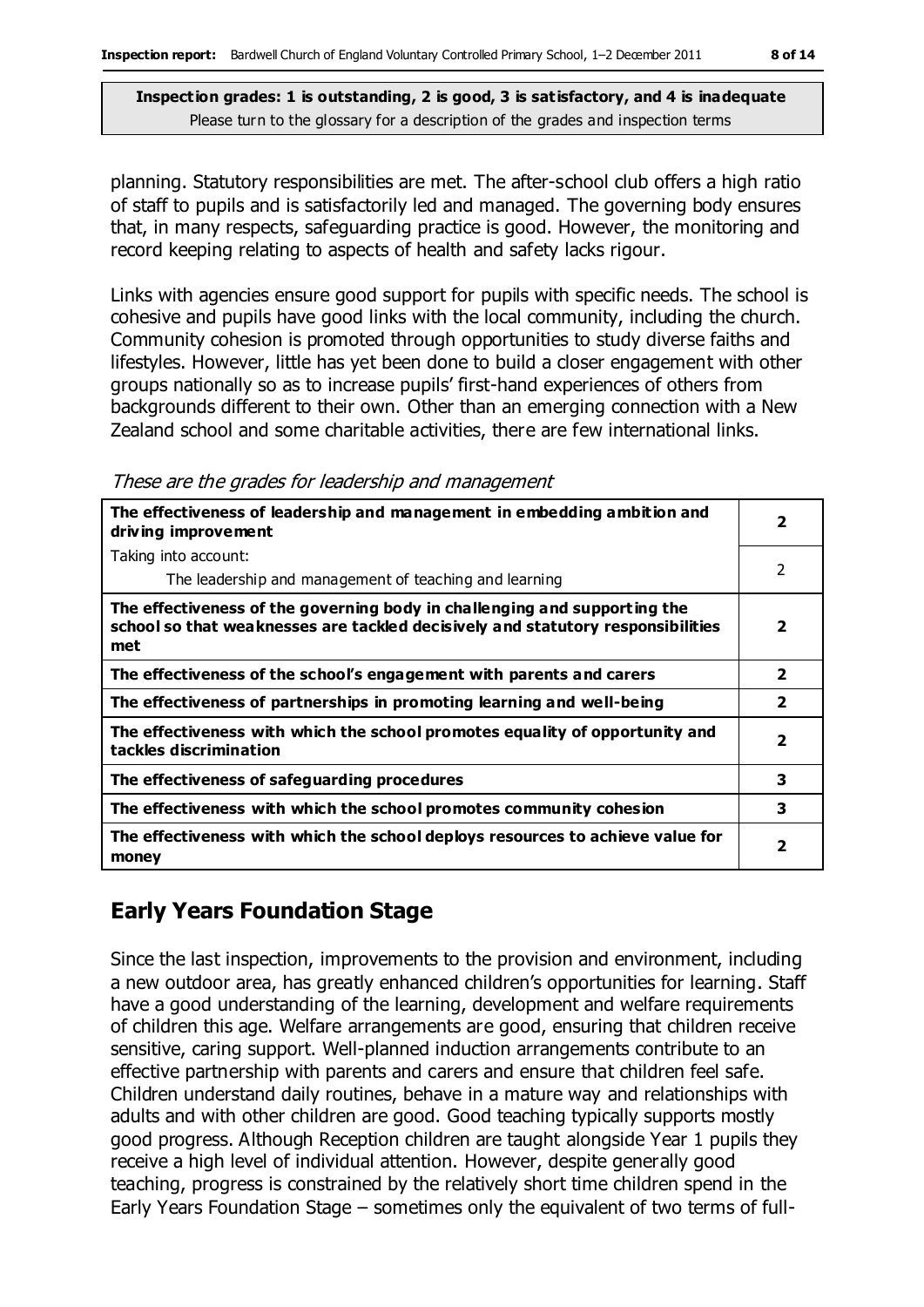**Inspection grades: 1 is outstanding, 2 is good, 3 is satisfactory, and 4 is inadequate**
Please turn to the glossary for a description of the grades and inspection terms

planning. Statutory responsibilities are met. The after-school club offers a high ratio of staff to pupils and is satisfactorily led and managed. The governing body ensures that, in many respects, safeguarding practice is good. However, the monitoring and record keeping relating to aspects of health and safety lacks rigour.

Links with agencies ensure good support for pupils with specific needs. The school is cohesive and pupils have good links with the local community, including the church. Community cohesion is promoted through opportunities to study diverse faiths and lifestyles. However, little has yet been done to build a closer engagement with other groups nationally so as to increase pupils' first-hand experiences of others from backgrounds different to their own. Other than an emerging connection with a New Zealand school and some charitable activities, there are few international links.

*These are the grades for leadership and management*

| | |
|---|---|
| **The effectiveness of leadership and management in embedding ambition and driving improvement** | **2** |
| Taking into account: The leadership and management of teaching and learning | 2 |
| **The effectiveness of the governing body in challenging and supporting the school so that weaknesses are tackled decisively and statutory responsibilities met** | **2** |
| **The effectiveness of the school's engagement with parents and carers** | **2** |
| **The effectiveness of partnerships in promoting learning and well-being** | **2** |
| **The effectiveness with which the school promotes equality of opportunity and tackles discrimination** | **2** |
| **The effectiveness of safeguarding procedures** | **3** |
| **The effectiveness with which the school promotes community cohesion** | **3** |
| **The effectiveness with which the school deploys resources to achieve value for money** | **2** |

## Early Years Foundation Stage

Since the last inspection, improvements to the provision and environment, including a new outdoor area, has greatly enhanced children's opportunities for learning. Staff have a good understanding of the learning, development and welfare requirements of children this age. Welfare arrangements are good, ensuring that children receive sensitive, caring support. Well-planned induction arrangements contribute to an effective partnership with parents and carers and ensure that children feel safe. Children understand daily routines, behave in a mature way and relationships with adults and with other children are good. Good teaching typically supports mostly good progress. Although Reception children are taught alongside Year 1 pupils they receive a high level of individual attention. However, despite generally good teaching, progress is constrained by the relatively short time children spend in the Early Years Foundation Stage – sometimes only the equivalent of two terms of full-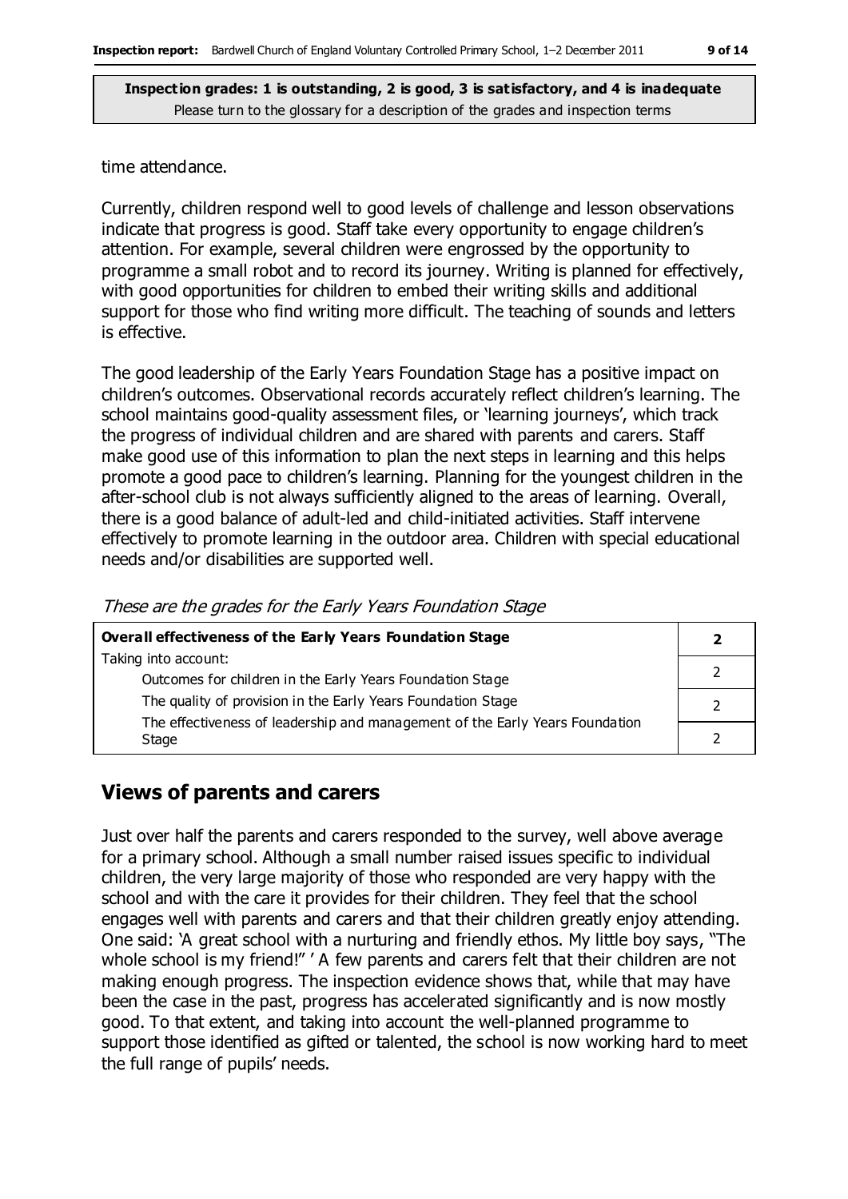time attendance.

Currently, children respond well to good levels of challenge and lesson observations indicate that progress is good. Staff take every opportunity to engage children's attention. For example, several children were engrossed by the opportunity to programme a small robot and to record its journey. Writing is planned for effectively, with good opportunities for children to embed their writing skills and additional support for those who find writing more difficult. The teaching of sounds and letters is effective.

The good leadership of the Early Years Foundation Stage has a positive impact on children's outcomes. Observational records accurately reflect children's learning. The school maintains good-quality assessment files, or 'learning journeys', which track the progress of individual children and are shared with parents and carers. Staff make good use of this information to plan the next steps in learning and this helps promote a good pace to children's learning. Planning for the youngest children in the after-school club is not always sufficiently aligned to the areas of learning. Overall, there is a good balance of adult-led and child-initiated activities. Staff intervene effectively to promote learning in the outdoor area. Children with special educational needs and/or disabilities are supported well.

*These are the grades for the Early Years Foundation Stage*

| **Overall effectiveness of the Early Years Foundation Stage** | **2** |
|---|---|
| Taking into account:<br>Outcomes for children in the Early Years Foundation Stage | 2 |
| The quality of provision in the Early Years Foundation Stage | 2 |
| The effectiveness of leadership and management of the Early Years Foundation Stage | 2 |

## Views of parents and carers

Just over half the parents and carers responded to the survey, well above average for a primary school. Although a small number raised issues specific to individual children, the very large majority of those who responded are very happy with the school and with the care it provides for their children. They feel that the school engages well with parents and carers and that their children greatly enjoy attending. One said: 'A great school with a nurturing and friendly ethos. My little boy says, "The whole school is my friend!" ' A few parents and carers felt that their children are not making enough progress. The inspection evidence shows that, while that may have been the case in the past, progress has accelerated significantly and is now mostly good. To that extent, and taking into account the well-planned programme to support those identified as gifted or talented, the school is now working hard to meet the full range of pupils' needs.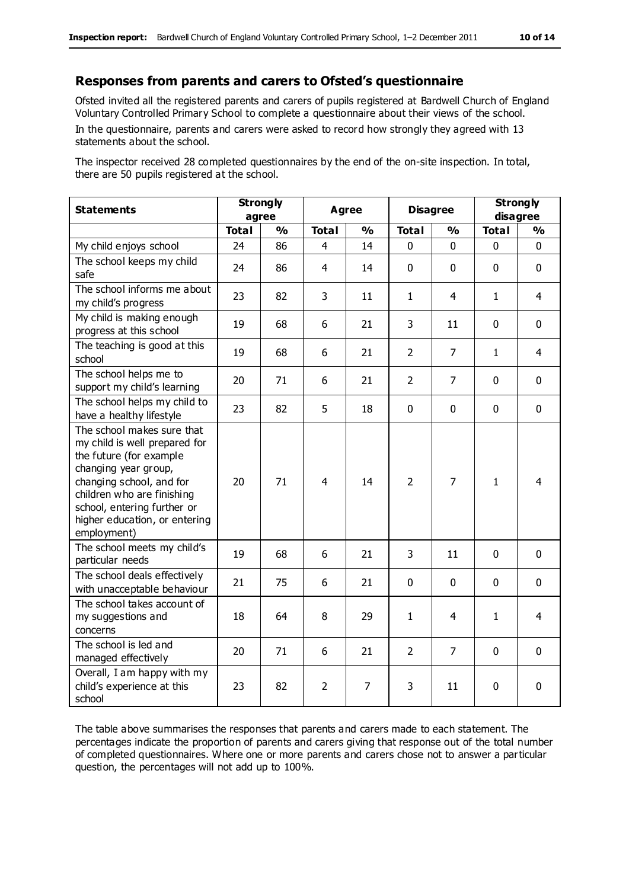## Responses from parents and carers to Ofsted's questionnaire

Ofsted invited all the registered parents and carers of pupils registered at Bardwell Church of England Voluntary Controlled Primary School to complete a questionnaire about their views of the school.

In the questionnaire, parents and carers were asked to record how strongly they agreed with 13 statements about the school.

The inspector received 28 completed questionnaires by the end of the on-site inspection. In total, there are 50 pupils registered at the school.

| Statements | Strongly agree | | Agree | | Disagree | | Strongly disagree | |
|---|---|---|---|---|---|---|---|---|
| | Total | % | Total | % | Total | % | Total | % |
| My child enjoys school | 24 | 86 | 4 | 14 | 0 | 0 | 0 | 0 |
| The school keeps my child safe | 24 | 86 | 4 | 14 | 0 | 0 | 0 | 0 |
| The school informs me about my child's progress | 23 | 82 | 3 | 11 | 1 | 4 | 1 | 4 |
| My child is making enough progress at this school | 19 | 68 | 6 | 21 | 3 | 11 | 0 | 0 |
| The teaching is good at this school | 19 | 68 | 6 | 21 | 2 | 7 | 1 | 4 |
| The school helps me to support my child's learning | 20 | 71 | 6 | 21 | 2 | 7 | 0 | 0 |
| The school helps my child to have a healthy lifestyle | 23 | 82 | 5 | 18 | 0 | 0 | 0 | 0 |
| The school makes sure that my child is well prepared for the future (for example changing year group, changing school, and for children who are finishing school, entering further or higher education, or entering employment) | 20 | 71 | 4 | 14 | 2 | 7 | 1 | 4 |
| The school meets my child's particular needs | 19 | 68 | 6 | 21 | 3 | 11 | 0 | 0 |
| The school deals effectively with unacceptable behaviour | 21 | 75 | 6 | 21 | 0 | 0 | 0 | 0 |
| The school takes account of my suggestions and concerns | 18 | 64 | 8 | 29 | 1 | 4 | 1 | 4 |
| The school is led and managed effectively | 20 | 71 | 6 | 21 | 2 | 7 | 0 | 0 |
| Overall, I am happy with my child's experience at this school | 23 | 82 | 2 | 7 | 3 | 11 | 0 | 0 |

The table above summarises the responses that parents and carers made to each statement. The percentages indicate the proportion of parents and carers giving that response out of the total number of completed questionnaires. Where one or more parents and carers chose not to answer a particular question, the percentages will not add up to 100%.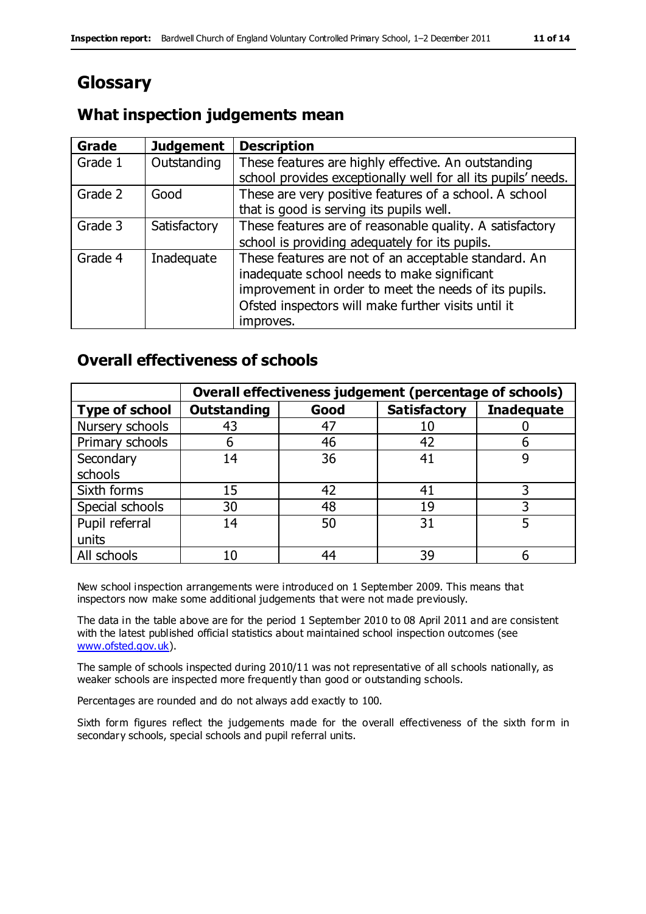# Glossary

## What inspection judgements mean

| Grade | Judgement | Description |
|---|---|---|
| Grade 1 | Outstanding | These features are highly effective. An outstanding school provides exceptionally well for all its pupils' needs. |
| Grade 2 | Good | These are very positive features of a school. A school that is good is serving its pupils well. |
| Grade 3 | Satisfactory | These features are of reasonable quality. A satisfactory school is providing adequately for its pupils. |
| Grade 4 | Inadequate | These features are not of an acceptable standard. An inadequate school needs to make significant improvement in order to meet the needs of its pupils. Ofsted inspectors will make further visits until it improves. |

## Overall effectiveness of schools

| | Overall effectiveness judgement (percentage of schools) | | | |
|---|---|---|---|---|
| **Type of school** | **Outstanding** | **Good** | **Satisfactory** | **Inadequate** |
| Nursery schools | 43 | 47 | 10 | 0 |
| Primary schools | 6 | 46 | 42 | 6 |
| Secondary schools | 14 | 36 | 41 | 9 |
| Sixth forms | 15 | 42 | 41 | 3 |
| Special schools | 30 | 48 | 19 | 3 |
| Pupil referral units | 14 | 50 | 31 | 5 |
| All schools | 10 | 44 | 39 | 6 |

New school inspection arrangements were introduced on 1 September 2009. This means that inspectors now make some additional judgements that were not made previously.

The data in the table above are for the period 1 September 2010 to 08 April 2011 and are consistent with the latest published official statistics about maintained school inspection outcomes (see www.ofsted.gov.uk).

The sample of schools inspected during 2010/11 was not representative of all schools nationally, as weaker schools are inspected more frequently than good or outstanding schools.

Percentages are rounded and do not always add exactly to 100.

Sixth form figures reflect the judgements made for the overall effectiveness of the sixth form in secondary schools, special schools and pupil referral units.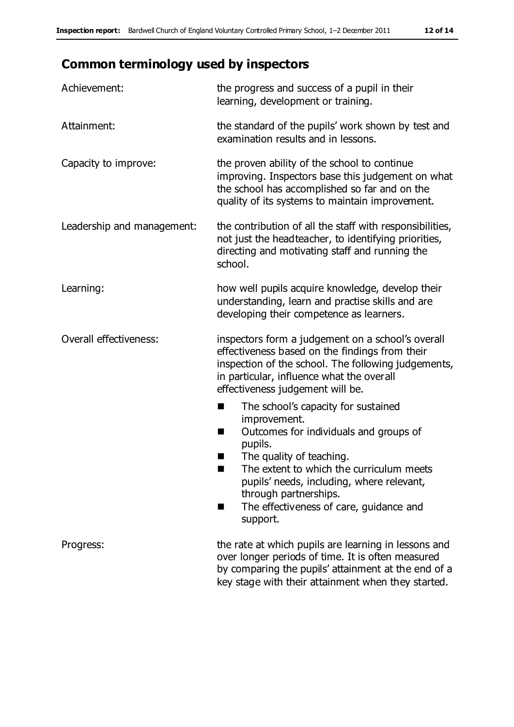## Common terminology used by inspectors

| | |
|---|---|
| Achievement: | the progress and success of a pupil in their learning, development or training. |
| Attainment: | the standard of the pupils' work shown by test and examination results and in lessons. |
| Capacity to improve: | the proven ability of the school to continue improving. Inspectors base this judgement on what the school has accomplished so far and on the quality of its systems to maintain improvement. |
| Leadership and management: | the contribution of all the staff with responsibilities, not just the headteacher, to identifying priorities, directing and motivating staff and running the school. |
| Learning: | how well pupils acquire knowledge, develop their understanding, learn and practise skills and are developing their competence as learners. |
| Overall effectiveness: | inspectors form a judgement on a school's overall effectiveness based on the findings from their inspection of the school. The following judgements, in particular, influence what the overall effectiveness judgement will be.<br>■ The school's capacity for sustained improvement.<br>■ Outcomes for individuals and groups of pupils.<br>■ The quality of teaching.<br>■ The extent to which the curriculum meets pupils' needs, including, where relevant, through partnerships.<br>■ The effectiveness of care, guidance and support. |
| Progress: | the rate at which pupils are learning in lessons and over longer periods of time. It is often measured by comparing the pupils' attainment at the end of a key stage with their attainment when they started. |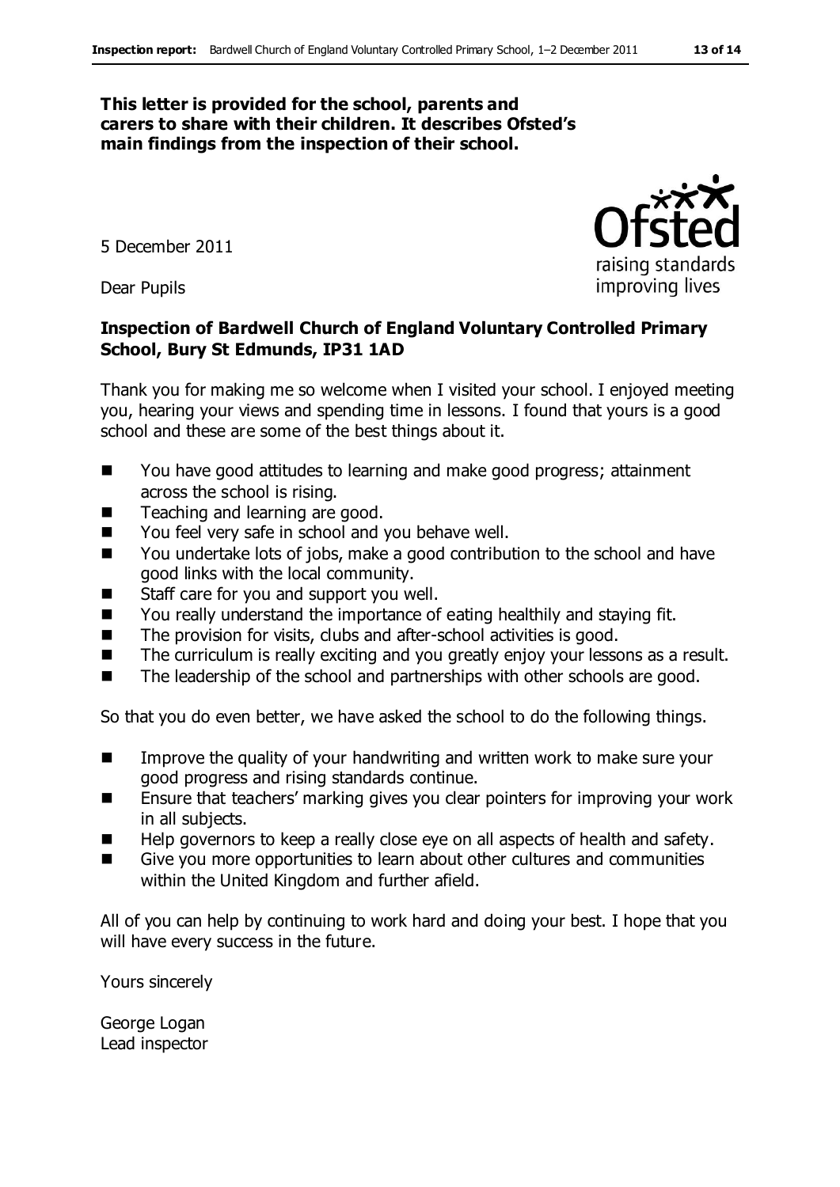**This letter is provided for the school, parents and carers to share with their children. It describes Ofsted's main findings from the inspection of their school.**

5 December 2011

Dear Pupils

**Inspection of Bardwell Church of England Voluntary Controlled Primary School, Bury St Edmunds, IP31 1AD**

Thank you for making me so welcome when I visited your school. I enjoyed meeting you, hearing your views and spending time in lessons. I found that yours is a good school and these are some of the best things about it.

- You have good attitudes to learning and make good progress; attainment across the school is rising.
- Teaching and learning are good.
- You feel very safe in school and you behave well.
- You undertake lots of jobs, make a good contribution to the school and have good links with the local community.
- Staff care for you and support you well.
- You really understand the importance of eating healthily and staying fit.
- The provision for visits, clubs and after-school activities is good.
- The curriculum is really exciting and you greatly enjoy your lessons as a result.
- The leadership of the school and partnerships with other schools are good.

So that you do even better, we have asked the school to do the following things.

- Improve the quality of your handwriting and written work to make sure your good progress and rising standards continue.
- Ensure that teachers' marking gives you clear pointers for improving your work in all subjects.
- Help governors to keep a really close eye on all aspects of health and safety.
- Give you more opportunities to learn about other cultures and communities within the United Kingdom and further afield.

All of you can help by continuing to work hard and doing your best. I hope that you will have every success in the future.

Yours sincerely

George Logan
Lead inspector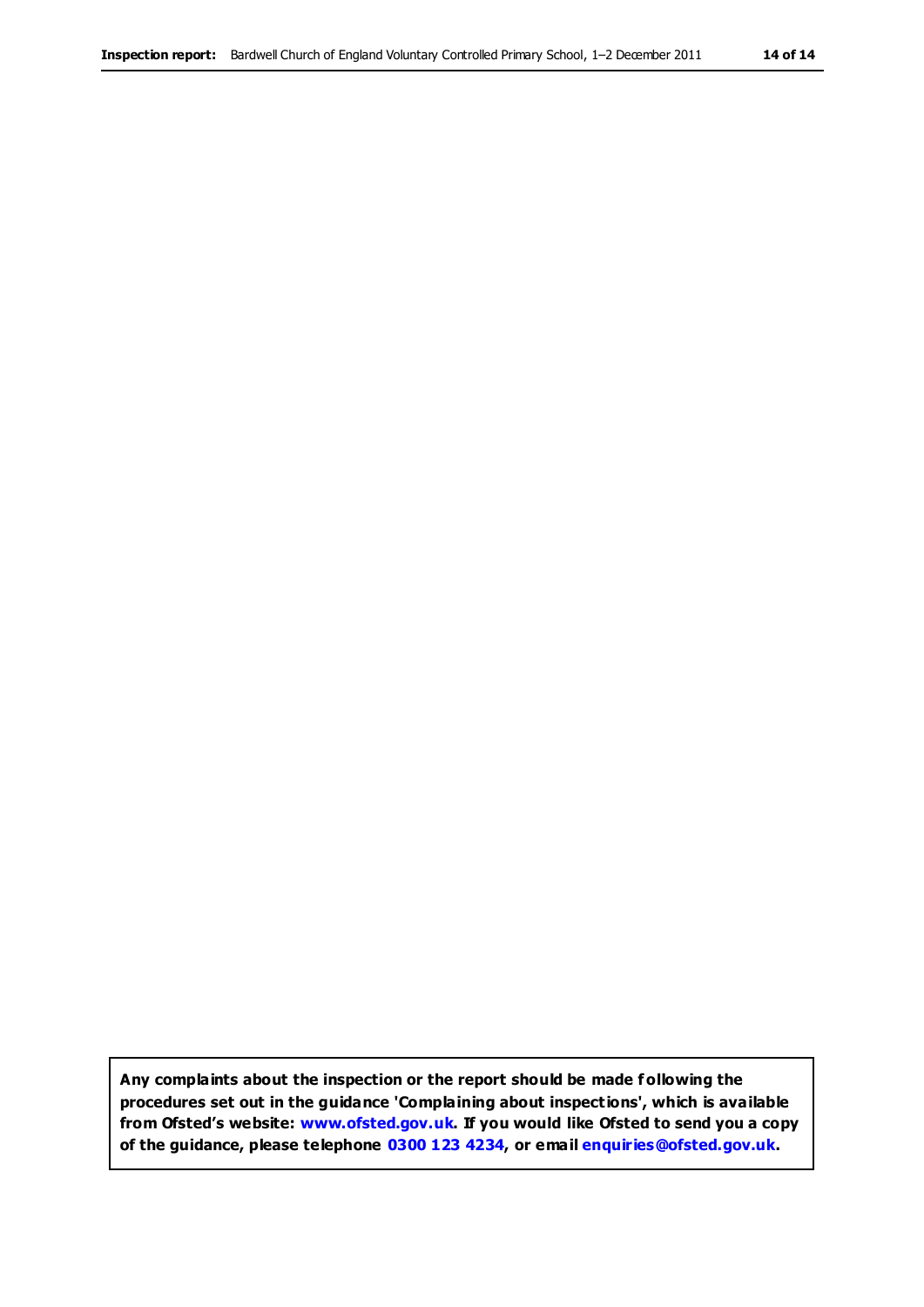**Any complaints about the inspection or the report should be made following the procedures set out in the guidance 'Complaining about inspections', which is available from Ofsted's website: www.ofsted.gov.uk. If you would like Ofsted to send you a copy of the guidance, please telephone 0300 123 4234, or email enquiries@ofsted.gov.uk.**